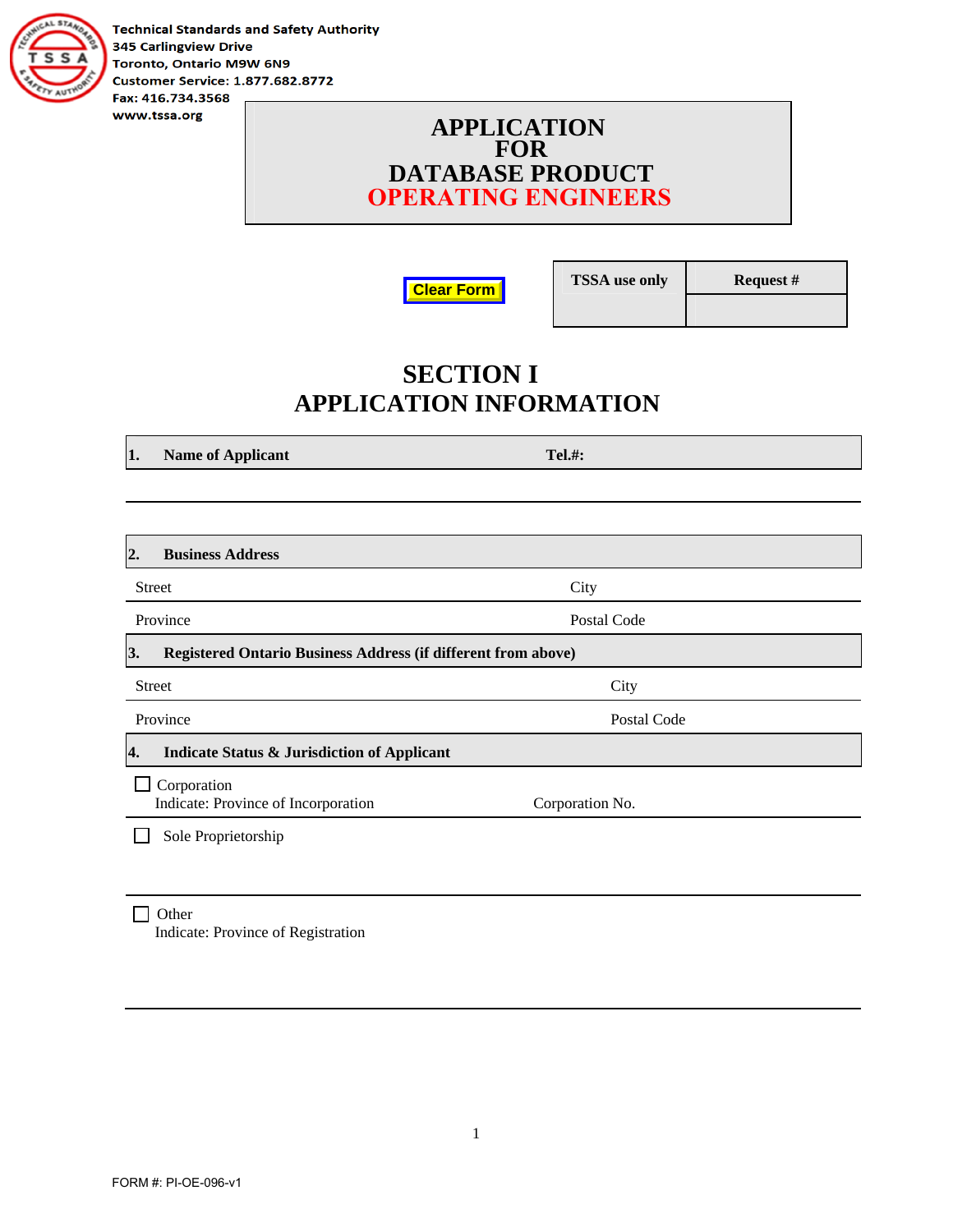Technical Standards and Safety Authority
345 Carlingview Drive
Toronto, Ontario M9W 6N9
Customer Service: 1.877.682.8772
Fax: 416.734.3568
www.tssa.org

# APPLICATION FOR DATABASE PRODUCT OPERATING ENGINEERS

Clear Form

| TSSA use only | Request # |
|---|---|
| | |

## SECTION I
## APPLICATION INFORMATION

**1. Name of Applicant** **Tel.#:**

**2. Business Address**

Street City

Province Postal Code

**3. Registered Ontario Business Address (if different from above)**

Street City

Province Postal Code

**4. Indicate Status & Jurisdiction of Applicant**

☐ Corporation
Indicate: Province of Incorporation Corporation No.

☐ Sole Proprietorship

☐ Other
Indicate: Province of Registration

FORM #: PI-OE-096-v1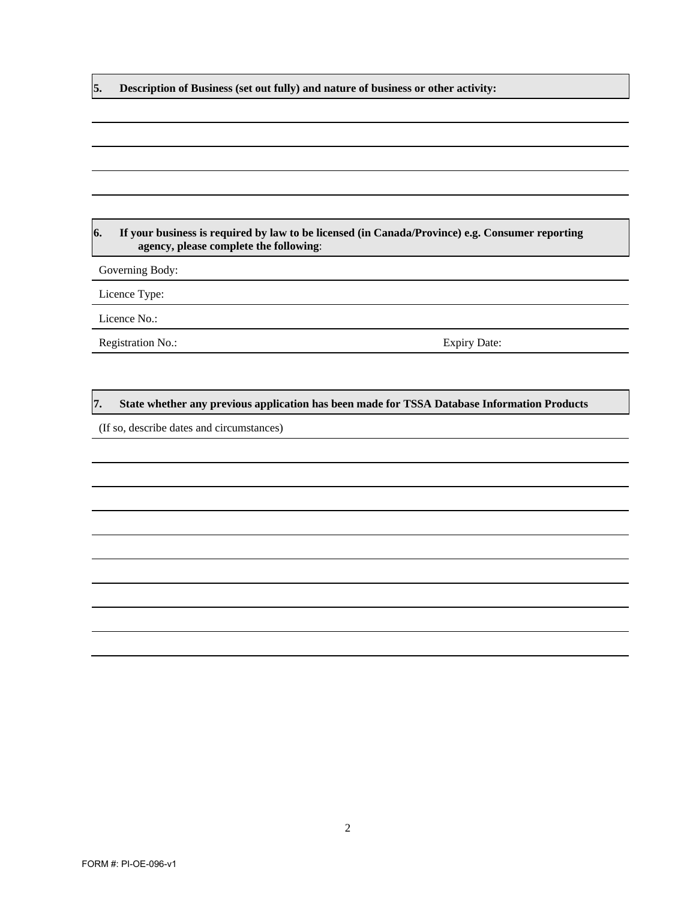**5. Description of Business (set out fully) and nature of business or other activity:**

**6. If your business is required by law to be licensed (in Canada/Province) e.g. Consumer reporting agency, please complete the following**:

Governing Body:

Licence Type:

Licence No.:

Registration No.: Expiry Date:

**7. State whether any previous application has been made for TSSA Database Information Products**

(If so, describe dates and circumstances)

FORM #: PI-OE-096-v1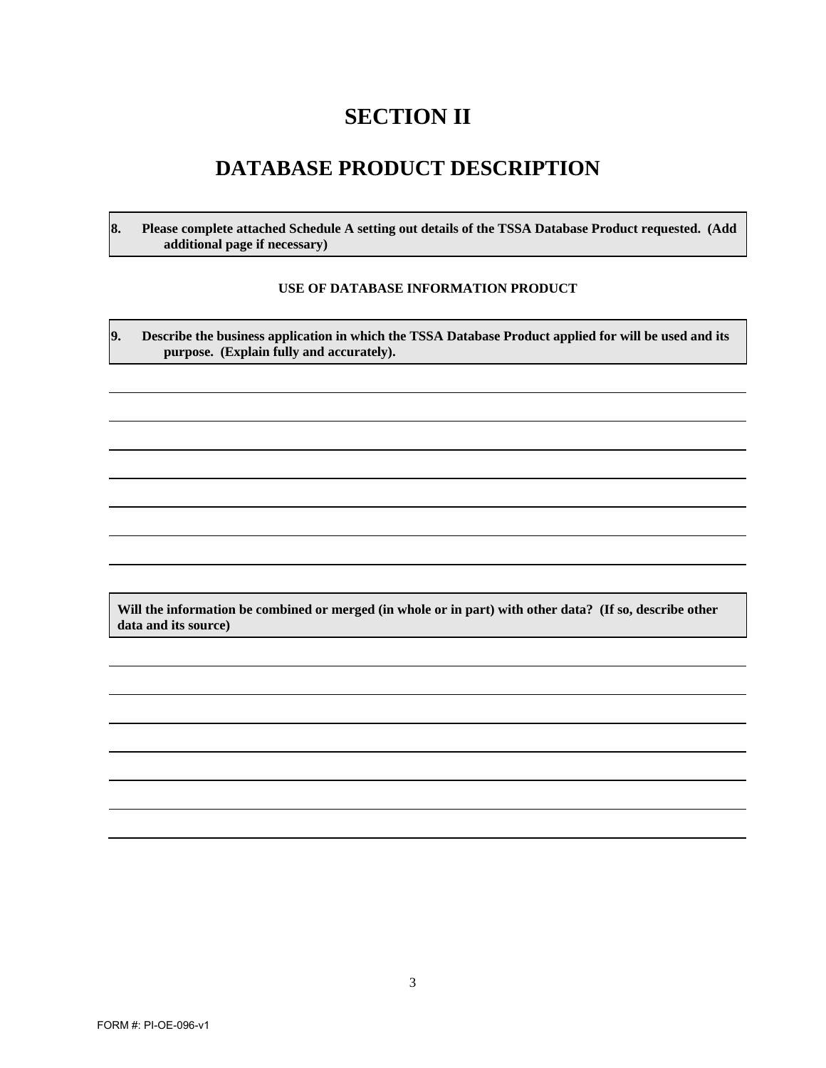# SECTION II

# DATABASE PRODUCT DESCRIPTION

**8. Please complete attached Schedule A setting out details of the TSSA Database Product requested. (Add additional page if necessary)**

**USE OF DATABASE INFORMATION PRODUCT**

**9. Describe the business application in which the TSSA Database Product applied for will be used and its purpose. (Explain fully and accurately).**

**Will the information be combined or merged (in whole or in part) with other data? (If so, describe other data and its source)**

FORM #: PI-OE-096-v1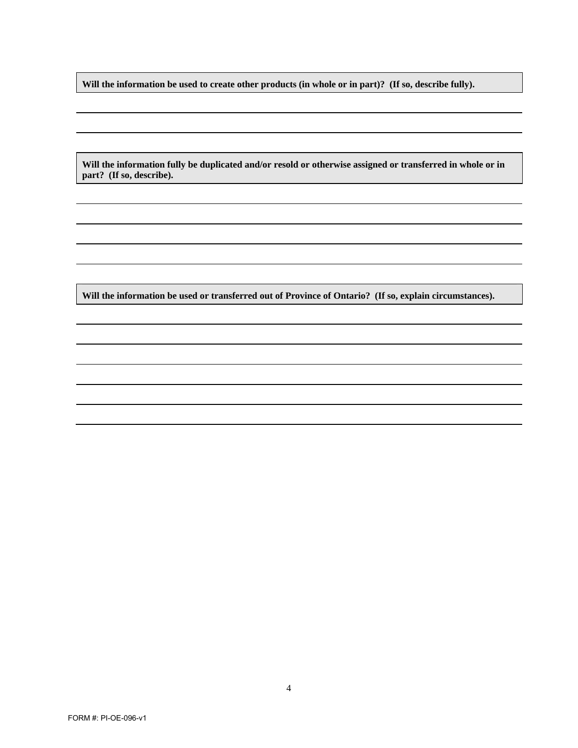**Will the information be used to create other products (in whole or in part)? (If so, describe fully).**

**Will the information fully be duplicated and/or resold or otherwise assigned or transferred in whole or in part? (If so, describe).**

**Will the information be used or transferred out of Province of Ontario? (If so, explain circumstances).**

FORM #: PI-OE-096-v1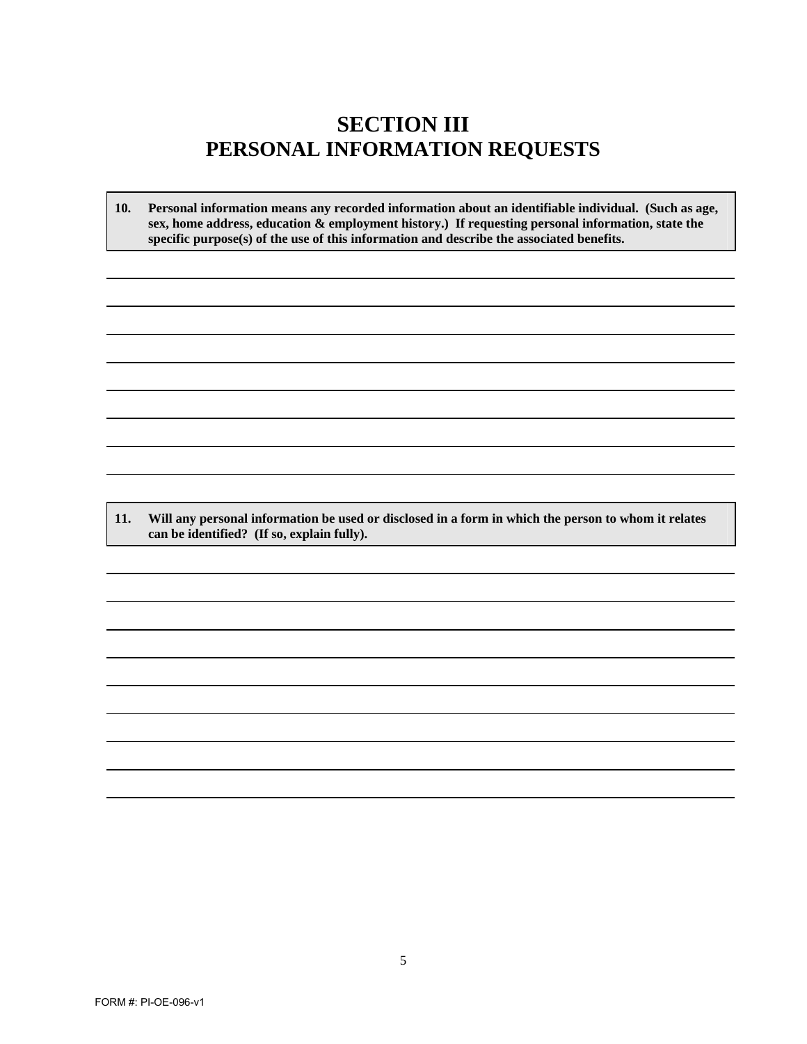# SECTION III
# PERSONAL INFORMATION REQUESTS

**10. Personal information means any recorded information about an identifiable individual. (Such as age, sex, home address, education & employment history.) If requesting personal information, state the specific purpose(s) of the use of this information and describe the associated benefits.**

**11. Will any personal information be used or disclosed in a form in which the person to whom it relates can be identified? (If so, explain fully).**

FORM #: PI-OE-096-v1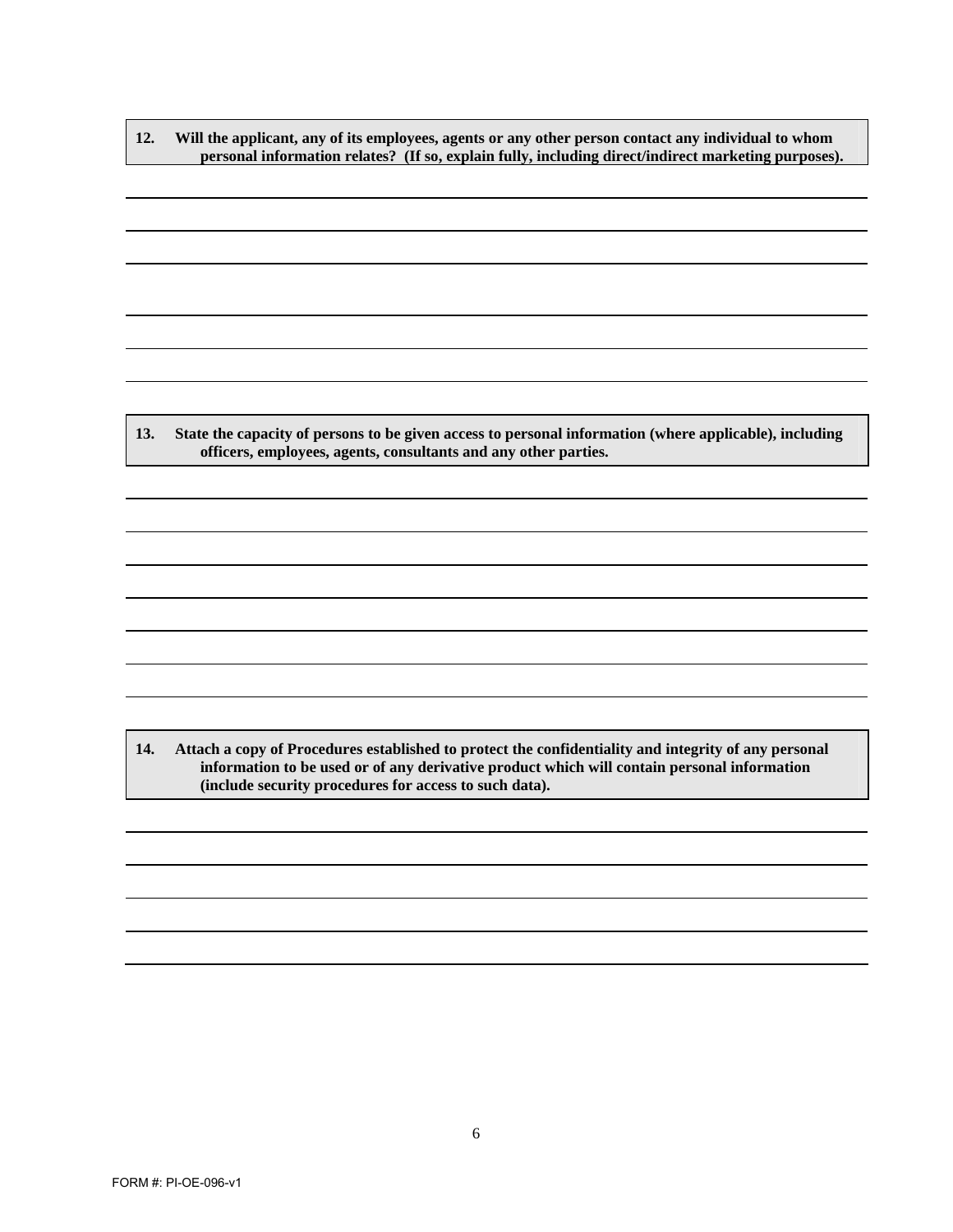**12. Will the applicant, any of its employees, agents or any other person contact any individual to whom personal information relates? (If so, explain fully, including direct/indirect marketing purposes).**

**13. State the capacity of persons to be given access to personal information (where applicable), including officers, employees, agents, consultants and any other parties.**

**14. Attach a copy of Procedures established to protect the confidentiality and integrity of any personal information to be used or of any derivative product which will contain personal information (include security procedures for access to such data).**

FORM #: PI-OE-096-v1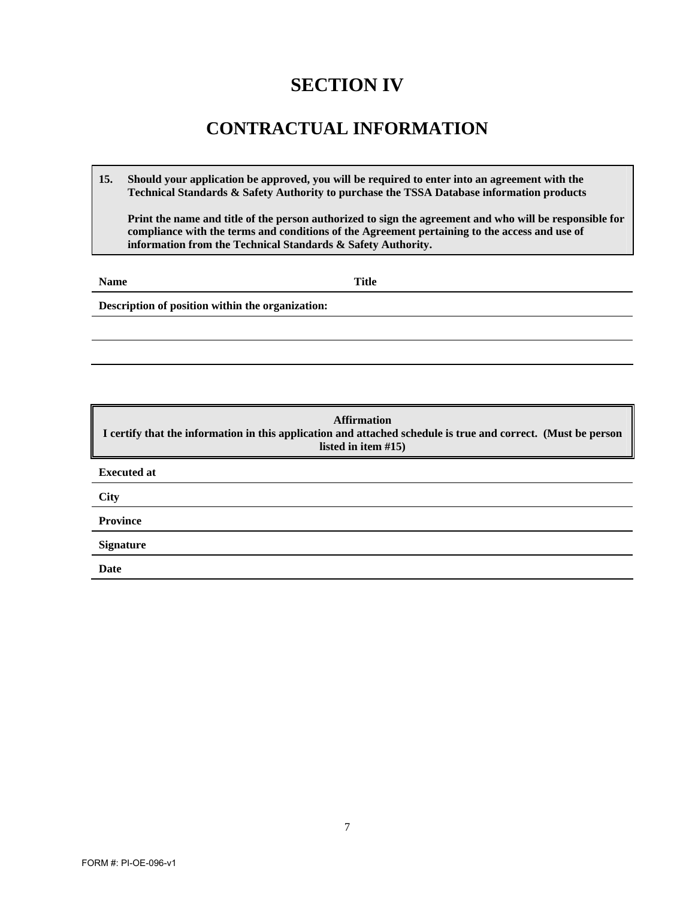# SECTION IV

# CONTRACTUAL INFORMATION

**15. Should your application be approved, you will be required to enter into an agreement with the Technical Standards & Safety Authority to purchase the TSSA Database information products**

**Print the name and title of the person authorized to sign the agreement and who will be responsible for compliance with the terms and conditions of the Agreement pertaining to the access and use of information from the Technical Standards & Safety Authority.**

**Name** **Title**

**Description of position within the organization:**

**Affirmation**
**I certify that the information in this application and attached schedule is true and correct. (Must be person listed in item #15)**

**Executed at**

**City**

**Province**

**Signature**

**Date**

FORM #: PI-OE-096-v1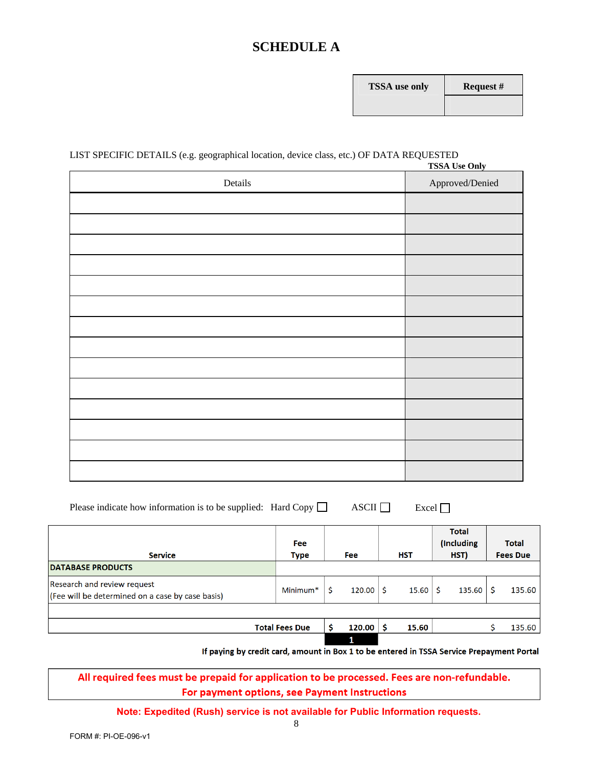# SCHEDULE A

| TSSA use only | Request # |
|---|---|
| | |

LIST SPECIFIC DETAILS (e.g. geographical location, device class, etc.) OF DATA REQUESTED

**TSSA Use Only**

| Details | Approved/Denied |
|---|---|
| | |
| | |
| | |
| | |
| | |
| | |
| | |
| | |
| | |
| | |
| | |
| | |
| | |
| | |

Please indicate how information is to be supplied: Hard Copy ☐ ASCII ☐ Excel ☐

| Service | Fee Type | Fee | HST | Total (Including HST) | Total Fees Due |
|---|---|---|---|---|---|
| **DATABASE PRODUCTS** | | | | | |
| Research and review request (Fee will be determined on a case by case basis) | Minimum* | $ 120.00 | $ 15.60 | $ 135.60 | $ 135.60 |
| | | | | | |
| **Total Fees Due** | | **$ 120.00** | **$ 15.60** | | $ 135.60 |
| | | **1** | | | |

**If paying by credit card, amount in Box 1 to be entered in TSSA Service Prepayment Portal**

**All required fees must be prepaid for application to be processed. Fees are non-refundable.**
**For payment options, see Payment Instructions**

**Note: Expedited (Rush) service is not available for Public Information requests.**

FORM #: PI-OE-096-v1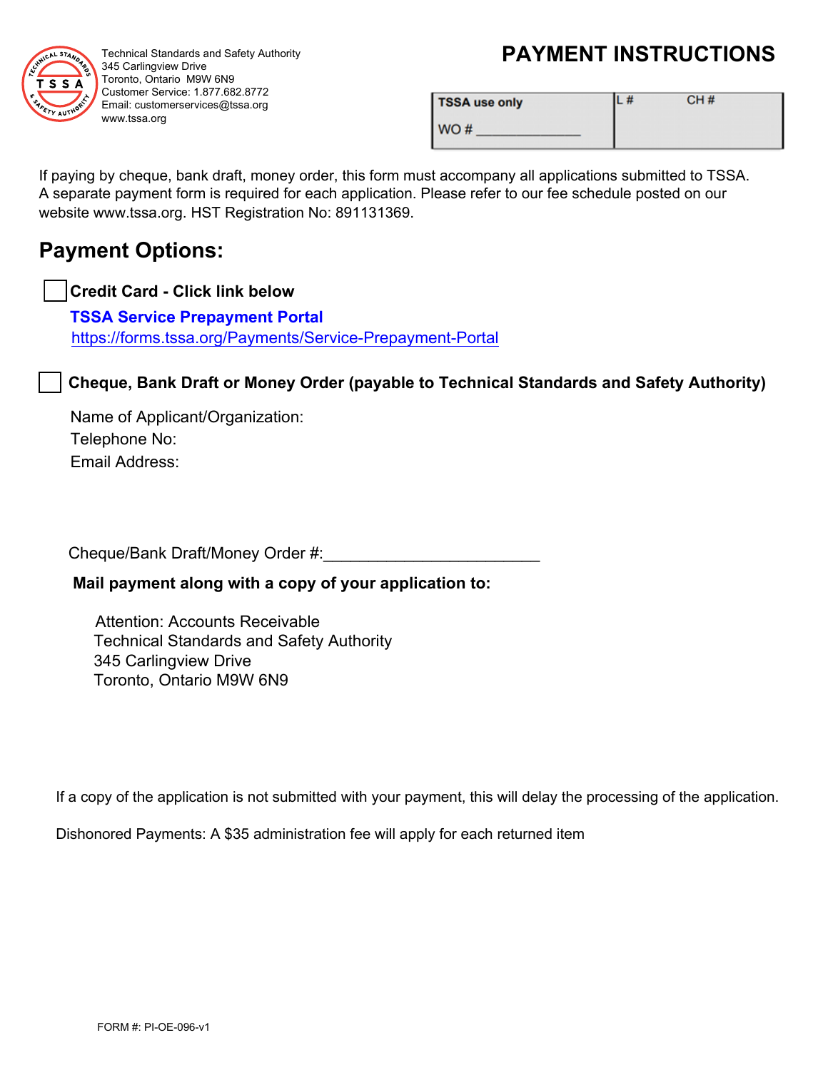Technical Standards and Safety Authority
345 Carlingview Drive
Toronto, Ontario M9W 6N9
Customer Service: 1.877.682.8772
Email: customerservices@tssa.org
www.tssa.org

# PAYMENT INSTRUCTIONS

| **TSSA use only** WO # ______________ | L # CH # |
|---|---|

If paying by cheque, bank draft, money order, this form must accompany all applications submitted to TSSA. A separate payment form is required for each application. Please refer to our fee schedule posted on our website www.tssa.org. HST Registration No: 891131369.

## Payment Options:

☐ **Credit Card - Click link below**

**TSSA Service Prepayment Portal**
https://forms.tssa.org/Payments/Service-Prepayment-Portal

☐ **Cheque, Bank Draft or Money Order (payable to Technical Standards and Safety Authority)**

Name of Applicant/Organization:
Telephone No:
Email Address:

Cheque/Bank Draft/Money Order #:________________________

**Mail payment along with a copy of your application to:**

Attention: Accounts Receivable
Technical Standards and Safety Authority
345 Carlingview Drive
Toronto, Ontario M9W 6N9

If a copy of the application is not submitted with your payment, this will delay the processing of the application.

Dishonored Payments: A $35 administration fee will apply for each returned item

FORM #: PI-OE-096-v1